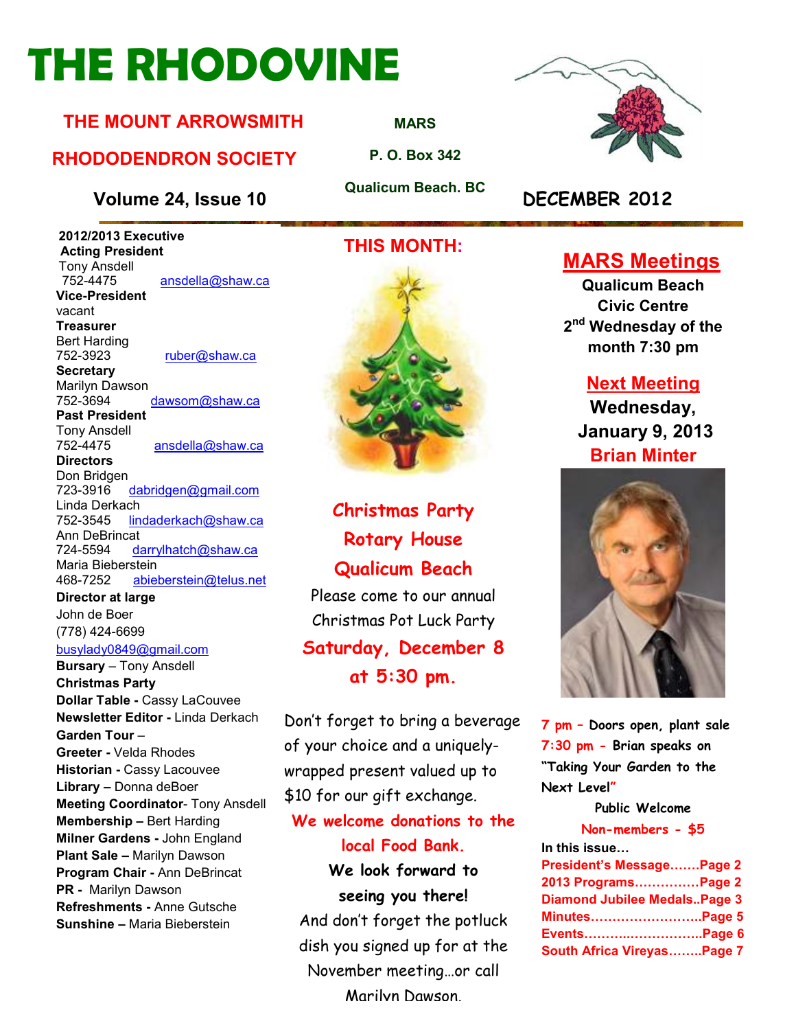# THE RHODOVINE

**THE MOUNT ARROWSMITH RHODODENDRON SOCIETY**

**MARS**
**P. O. Box 342**
**Qualicum Beach. BC**

**Volume 24, Issue 10** **DECEMBER 2012**

**2012/2013 Executive**

**Acting President**
Tony Ansdell
752-4475 ansdella@shaw.ca

**Vice-President**
vacant

**Treasurer**
Bert Harding
752-3923 ruber@shaw.ca

**Secretary**
Marilyn Dawson
752-3694 dawsom@shaw.ca

**Past President**
Tony Ansdell
752-4475 ansdella@shaw.ca

**Directors**
Don Bridgen
723-3916 dabridgen@gmail.com
Linda Derkach
752-3545 lindaderkach@shaw.ca
Ann DeBrincat
724-5594 darrylhatch@shaw.ca
Maria Bieberstein
468-7252 abieberstein@telus.net

**Director at large**
John de Boer
(778) 424-6699
busylady0849@gmail.com

**Bursary** – Tony Ansdell
**Christmas Party**
**Dollar Table** - Cassy LaCouvee
**Newsletter Editor** - Linda Derkach
**Garden Tour** –
**Greeter** - Velda Rhodes
**Historian** - Cassy Lacouvee
**Library** – Donna deBoer
**Meeting Coordinator**- Tony Ansdell
**Membership** – Bert Harding
**Milner Gardens** - John England
**Plant Sale** – Marilyn Dawson
**Program Chair** - Ann DeBrincat
**PR** - Marilyn Dawson
**Refreshments** - Anne Gutsche
**Sunshine** – Maria Bieberstein

## THIS MONTH:

**Christmas Party**
**Rotary House**
**Qualicum Beach**

Please come to our annual Christmas Pot Luck Party

**Saturday, December 8 at 5:30 pm.**

Don't forget to bring a beverage of your choice and a uniquely-wrapped present valued up to $10 for our gift exchange.

**We welcome donations to the local Food Bank.**

**We look forward to seeing you there!**

And don't forget the potluck dish you signed up for at the November meeting…or call Marilyn Dawson.

## MARS Meetings

**Qualicum Beach Civic Centre**
**2nd Wednesday of the month 7:30 pm**

## Next Meeting

**Wednesday, January 9, 2013**
**Brian Minter**

**7 pm – Doors open, plant sale**
**7:30 pm - Brian speaks on "Taking Your Garden to the Next Level"**

**Public Welcome**
**Non-members - $5**

**In this issue…**

**President's Message…….Page 2**
**2013 Programs……………Page 2**
**Diamond Jubilee Medals..Page 3**
**Minutes……………………..Page 5**
**Events……….…………….Page 6**
**South Africa Vireyas……..Page 7**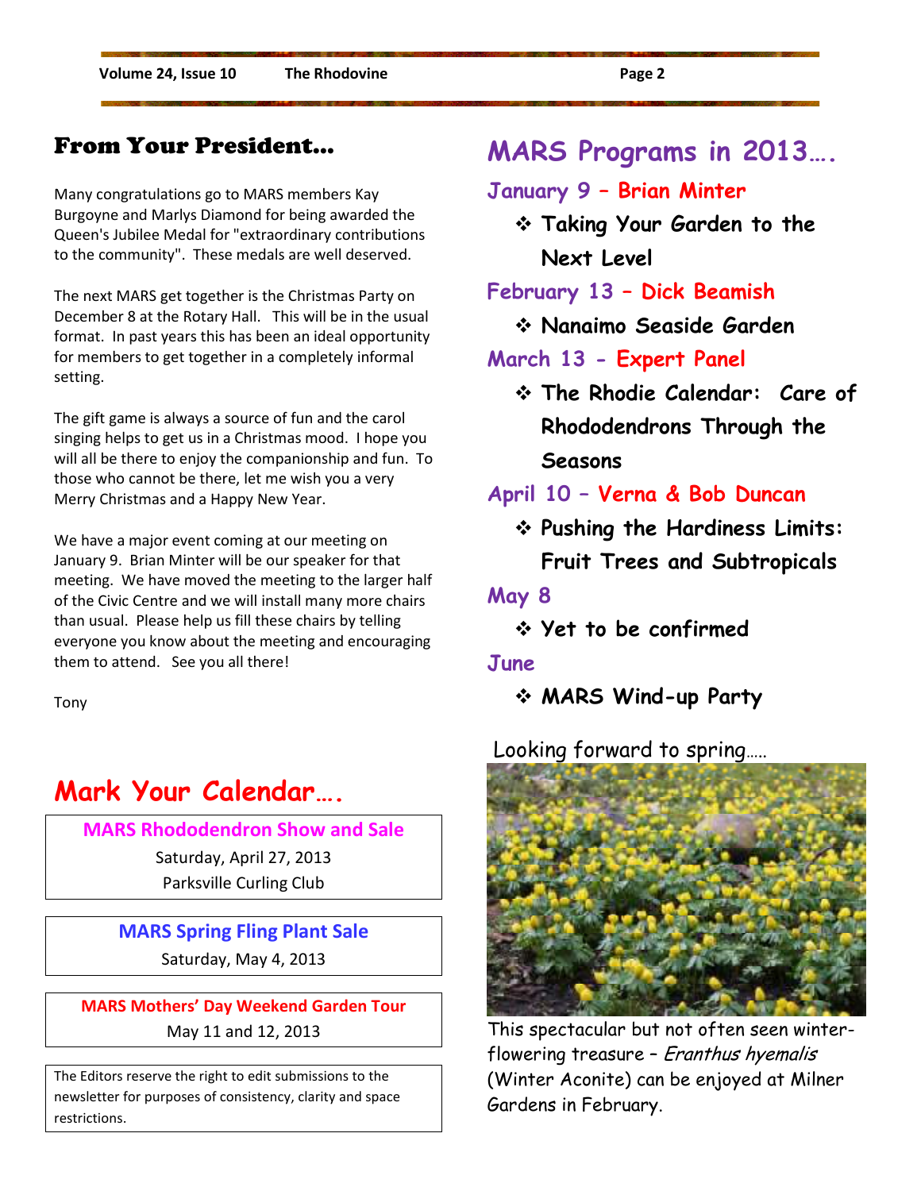## From Your President...

Many congratulations go to MARS members Kay Burgoyne and Marlys Diamond for being awarded the Queen's Jubilee Medal for "extraordinary contributions to the community". These medals are well deserved.

The next MARS get together is the Christmas Party on December 8 at the Rotary Hall. This will be in the usual format. In past years this has been an ideal opportunity for members to get together in a completely informal setting.

The gift game is always a source of fun and the carol singing helps to get us in a Christmas mood. I hope you will all be there to enjoy the companionship and fun. To those who cannot be there, let me wish you a very Merry Christmas and a Happy New Year.

We have a major event coming at our meeting on January 9. Brian Minter will be our speaker for that meeting. We have moved the meeting to the larger half of the Civic Centre and we will install many more chairs than usual. Please help us fill these chairs by telling everyone you know about the meeting and encouraging them to attend. See you all there!

Tony

## Mark Your Calendar….

**MARS Rhododendron Show and Sale**
Saturday, April 27, 2013
Parksville Curling Club

**MARS Spring Fling Plant Sale**
Saturday, May 4, 2013

**MARS Mothers' Day Weekend Garden Tour**
May 11 and 12, 2013

The Editors reserve the right to edit submissions to the newsletter for purposes of consistency, clarity and space restrictions.

## MARS Programs in 2013….

### January 9 – Brian Minter
- **Taking Your Garden to the Next Level**

### February 13 – Dick Beamish
- **Nanaimo Seaside Garden**

### March 13 - Expert Panel
- **The Rhodie Calendar: Care of Rhododendrons Through the Seasons**

### April 10 – Verna & Bob Duncan
- **Pushing the Hardiness Limits: Fruit Trees and Subtropicals**

### May 8
- **Yet to be confirmed**

### June
- **MARS Wind-up Party**

Looking forward to spring…..

This spectacular but not often seen winter-flowering treasure – *Eranthus hyemalis* (Winter Aconite) can be enjoyed at Milner Gardens in February.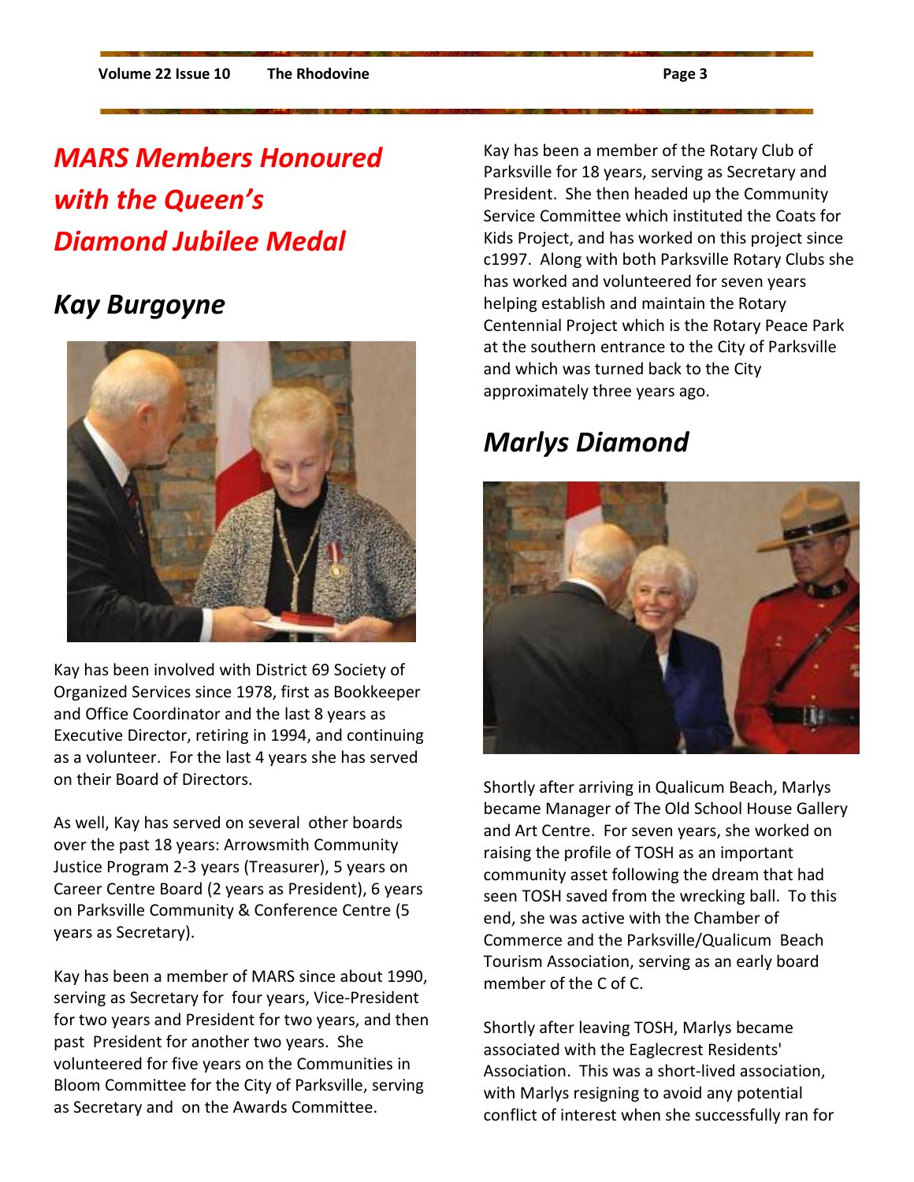# *MARS Members Honoured with the Queen's Diamond Jubilee Medal*

## *Kay Burgoyne*

Kay has been involved with District 69 Society of Organized Services since 1978, first as Bookkeeper and Office Coordinator and the last 8 years as Executive Director, retiring in 1994, and continuing as a volunteer. For the last 4 years she has served on their Board of Directors.

As well, Kay has served on several other boards over the past 18 years: Arrowsmith Community Justice Program 2-3 years (Treasurer), 5 years on Career Centre Board (2 years as President), 6 years on Parksville Community & Conference Centre (5 years as Secretary).

Kay has been a member of MARS since about 1990, serving as Secretary for four years, Vice-President for two years and President for two years, and then past President for another two years. She volunteered for five years on the Communities in Bloom Committee for the City of Parksville, serving as Secretary and on the Awards Committee.

Kay has been a member of the Rotary Club of Parksville for 18 years, serving as Secretary and President. She then headed up the Community Service Committee which instituted the Coats for Kids Project, and has worked on this project since c1997. Along with both Parksville Rotary Clubs she has worked and volunteered for seven years helping establish and maintain the Rotary Centennial Project which is the Rotary Peace Park at the southern entrance to the City of Parksville and which was turned back to the City approximately three years ago.

## *Marlys Diamond*

Shortly after arriving in Qualicum Beach, Marlys became Manager of The Old School House Gallery and Art Centre. For seven years, she worked on raising the profile of TOSH as an important community asset following the dream that had seen TOSH saved from the wrecking ball. To this end, she was active with the Chamber of Commerce and the Parksville/Qualicum Beach Tourism Association, serving as an early board member of the C of C.

Shortly after leaving TOSH, Marlys became associated with the Eaglecrest Residents' Association. This was a short-lived association, with Marlys resigning to avoid any potential conflict of interest when she successfully ran for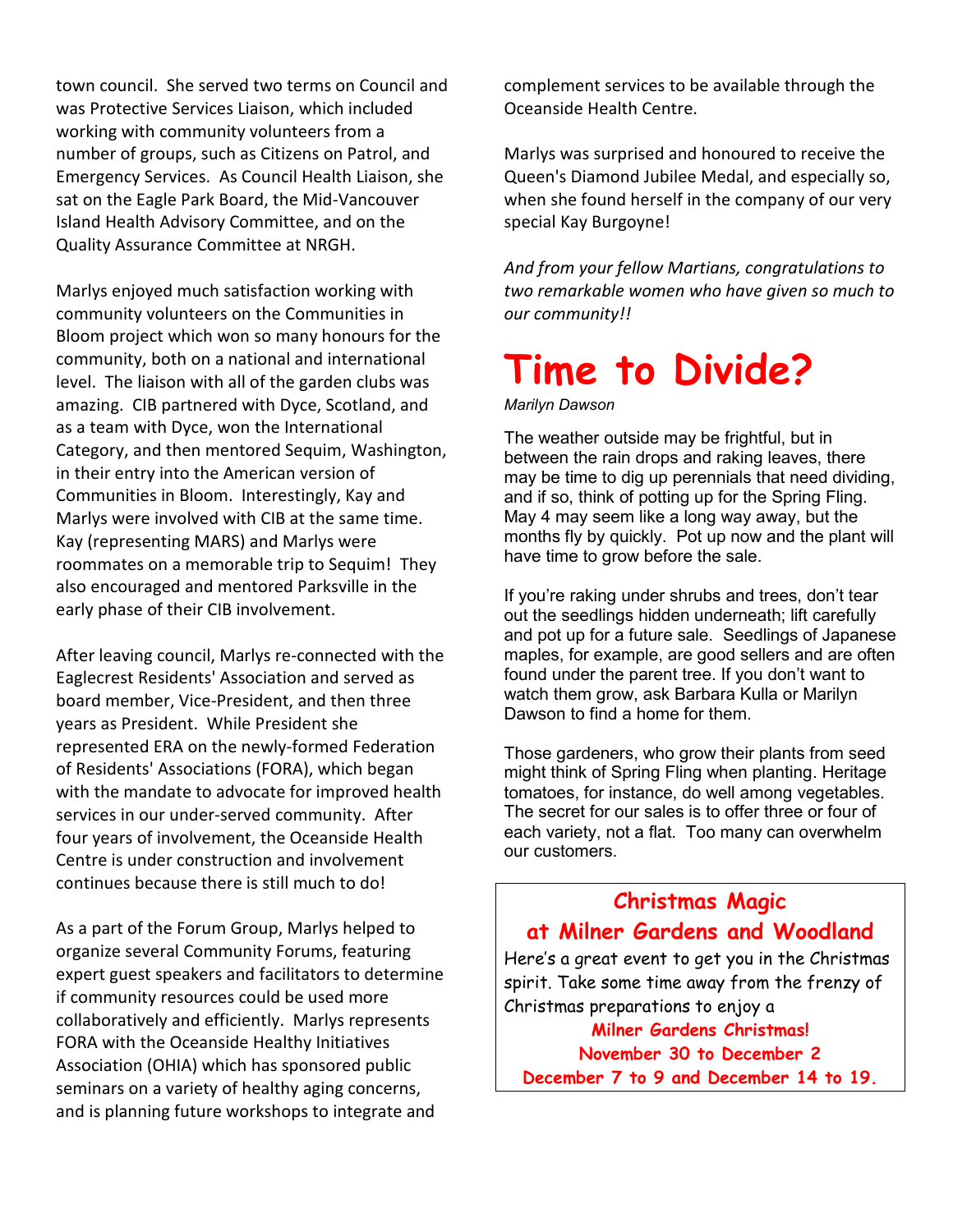town council. She served two terms on Council and was Protective Services Liaison, which included working with community volunteers from a number of groups, such as Citizens on Patrol, and Emergency Services. As Council Health Liaison, she sat on the Eagle Park Board, the Mid-Vancouver Island Health Advisory Committee, and on the Quality Assurance Committee at NRGH.

Marlys enjoyed much satisfaction working with community volunteers on the Communities in Bloom project which won so many honours for the community, both on a national and international level. The liaison with all of the garden clubs was amazing. CIB partnered with Dyce, Scotland, and as a team with Dyce, won the International Category, and then mentored Sequim, Washington, in their entry into the American version of Communities in Bloom. Interestingly, Kay and Marlys were involved with CIB at the same time. Kay (representing MARS) and Marlys were roommates on a memorable trip to Sequim! They also encouraged and mentored Parksville in the early phase of their CIB involvement.

After leaving council, Marlys re-connected with the Eaglecrest Residents' Association and served as board member, Vice-President, and then three years as President. While President she represented ERA on the newly-formed Federation of Residents' Associations (FORA), which began with the mandate to advocate for improved health services in our under-served community. After four years of involvement, the Oceanside Health Centre is under construction and involvement continues because there is still much to do!

As a part of the Forum Group, Marlys helped to organize several Community Forums, featuring expert guest speakers and facilitators to determine if community resources could be used more collaboratively and efficiently. Marlys represents FORA with the Oceanside Healthy Initiatives Association (OHIA) which has sponsored public seminars on a variety of healthy aging concerns, and is planning future workshops to integrate and complement services to be available through the Oceanside Health Centre.

Marlys was surprised and honoured to receive the Queen's Diamond Jubilee Medal, and especially so, when she found herself in the company of our very special Kay Burgoyne!

*And from your fellow Martians, congratulations to two remarkable women who have given so much to our community!!*

# Time to Divide?

*Marilyn Dawson*

The weather outside may be frightful, but in between the rain drops and raking leaves, there may be time to dig up perennials that need dividing, and if so, think of potting up for the Spring Fling. May 4 may seem like a long way away, but the months fly by quickly. Pot up now and the plant will have time to grow before the sale.

If you're raking under shrubs and trees, don't tear out the seedlings hidden underneath; lift carefully and pot up for a future sale. Seedlings of Japanese maples, for example, are good sellers and are often found under the parent tree. If you don't want to watch them grow, ask Barbara Kulla or Marilyn Dawson to find a home for them.

Those gardeners, who grow their plants from seed might think of Spring Fling when planting. Heritage tomatoes, for instance, do well among vegetables. The secret for our sales is to offer three or four of each variety, not a flat. Too many can overwhelm our customers.

## Christmas Magic at Milner Gardens and Woodland

Here's a great event to get you in the Christmas spirit. Take some time away from the frenzy of Christmas preparations to enjoy a

**Milner Gardens Christmas!**
**November 30 to December 2**
**December 7 to 9 and December 14 to 19.**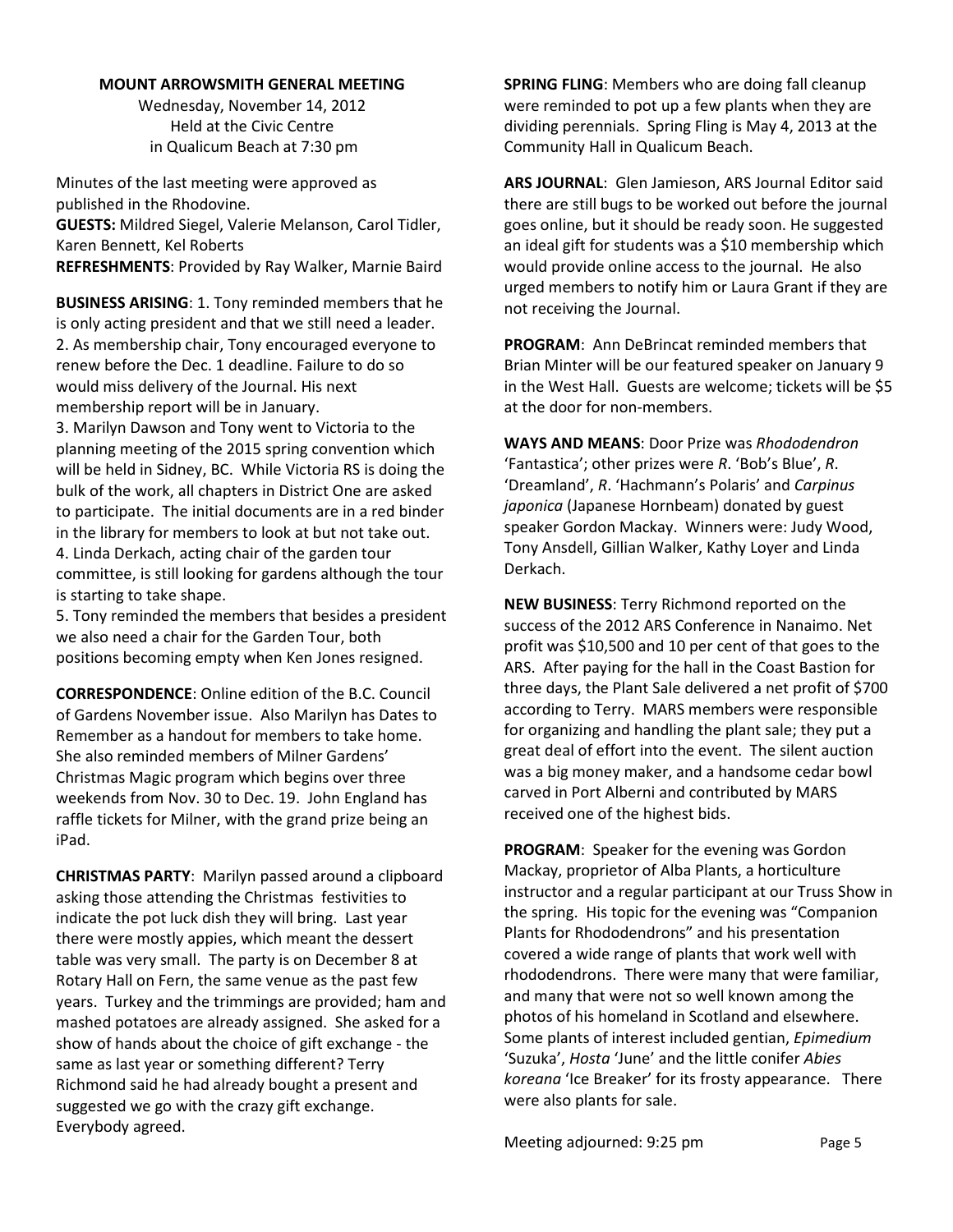**MOUNT ARROWSMITH GENERAL MEETING**

Wednesday, November 14, 2012
Held at the Civic Centre
in Qualicum Beach at 7:30 pm

Minutes of the last meeting were approved as published in the Rhodovine.

**GUESTS:** Mildred Siegel, Valerie Melanson, Carol Tidler, Karen Bennett, Kel Roberts

**REFRESHMENTS**: Provided by Ray Walker, Marnie Baird

**BUSINESS ARISING**: 1. Tony reminded members that he is only acting president and that we still need a leader.
2. As membership chair, Tony encouraged everyone to renew before the Dec. 1 deadline. Failure to do so would miss delivery of the Journal. His next membership report will be in January.
3. Marilyn Dawson and Tony went to Victoria to the planning meeting of the 2015 spring convention which will be held in Sidney, BC. While Victoria RS is doing the bulk of the work, all chapters in District One are asked to participate. The initial documents are in a red binder in the library for members to look at but not take out.
4. Linda Derkach, acting chair of the garden tour committee, is still looking for gardens although the tour is starting to take shape.
5. Tony reminded the members that besides a president we also need a chair for the Garden Tour, both positions becoming empty when Ken Jones resigned.

**CORRESPONDENCE**: Online edition of the B.C. Council of Gardens November issue. Also Marilyn has Dates to Remember as a handout for members to take home. She also reminded members of Milner Gardens' Christmas Magic program which begins over three weekends from Nov. 30 to Dec. 19. John England has raffle tickets for Milner, with the grand prize being an iPad.

**CHRISTMAS PARTY**: Marilyn passed around a clipboard asking those attending the Christmas festivities to indicate the pot luck dish they will bring. Last year there were mostly appies, which meant the dessert table was very small. The party is on December 8 at Rotary Hall on Fern, the same venue as the past few years. Turkey and the trimmings are provided; ham and mashed potatoes are already assigned. She asked for a show of hands about the choice of gift exchange - the same as last year or something different? Terry Richmond said he had already bought a present and suggested we go with the crazy gift exchange. Everybody agreed.

**SPRING FLING**: Members who are doing fall cleanup were reminded to pot up a few plants when they are dividing perennials. Spring Fling is May 4, 2013 at the Community Hall in Qualicum Beach.

**ARS JOURNAL**: Glen Jamieson, ARS Journal Editor said there are still bugs to be worked out before the journal goes online, but it should be ready soon. He suggested an ideal gift for students was a $10 membership which would provide online access to the journal. He also urged members to notify him or Laura Grant if they are not receiving the Journal.

**PROGRAM**: Ann DeBrincat reminded members that Brian Minter will be our featured speaker on January 9 in the West Hall. Guests are welcome; tickets will be $5 at the door for non-members.

**WAYS AND MEANS**: Door Prize was *Rhododendron* 'Fantastica'; other prizes were *R*. 'Bob's Blue', *R*. 'Dreamland', *R*. 'Hachmann's Polaris' and *Carpinus japonica* (Japanese Hornbeam) donated by guest speaker Gordon Mackay. Winners were: Judy Wood, Tony Ansdell, Gillian Walker, Kathy Loyer and Linda Derkach.

**NEW BUSINESS**: Terry Richmond reported on the success of the 2012 ARS Conference in Nanaimo. Net profit was $10,500 and 10 per cent of that goes to the ARS. After paying for the hall in the Coast Bastion for three days, the Plant Sale delivered a net profit of $700 according to Terry. MARS members were responsible for organizing and handling the plant sale; they put a great deal of effort into the event. The silent auction was a big money maker, and a handsome cedar bowl carved in Port Alberni and contributed by MARS received one of the highest bids.

**PROGRAM**: Speaker for the evening was Gordon Mackay, proprietor of Alba Plants, a horticulture instructor and a regular participant at our Truss Show in the spring. His topic for the evening was "Companion Plants for Rhododendrons" and his presentation covered a wide range of plants that work well with rhododendrons. There were many that were familiar, and many that were not so well known among the photos of his homeland in Scotland and elsewhere. Some plants of interest included gentian, *Epimedium* 'Suzuka', *Hosta* 'June' and the little conifer *Abies koreana* 'Ice Breaker' for its frosty appearance. There were also plants for sale.

Meeting adjourned: 9:25 pm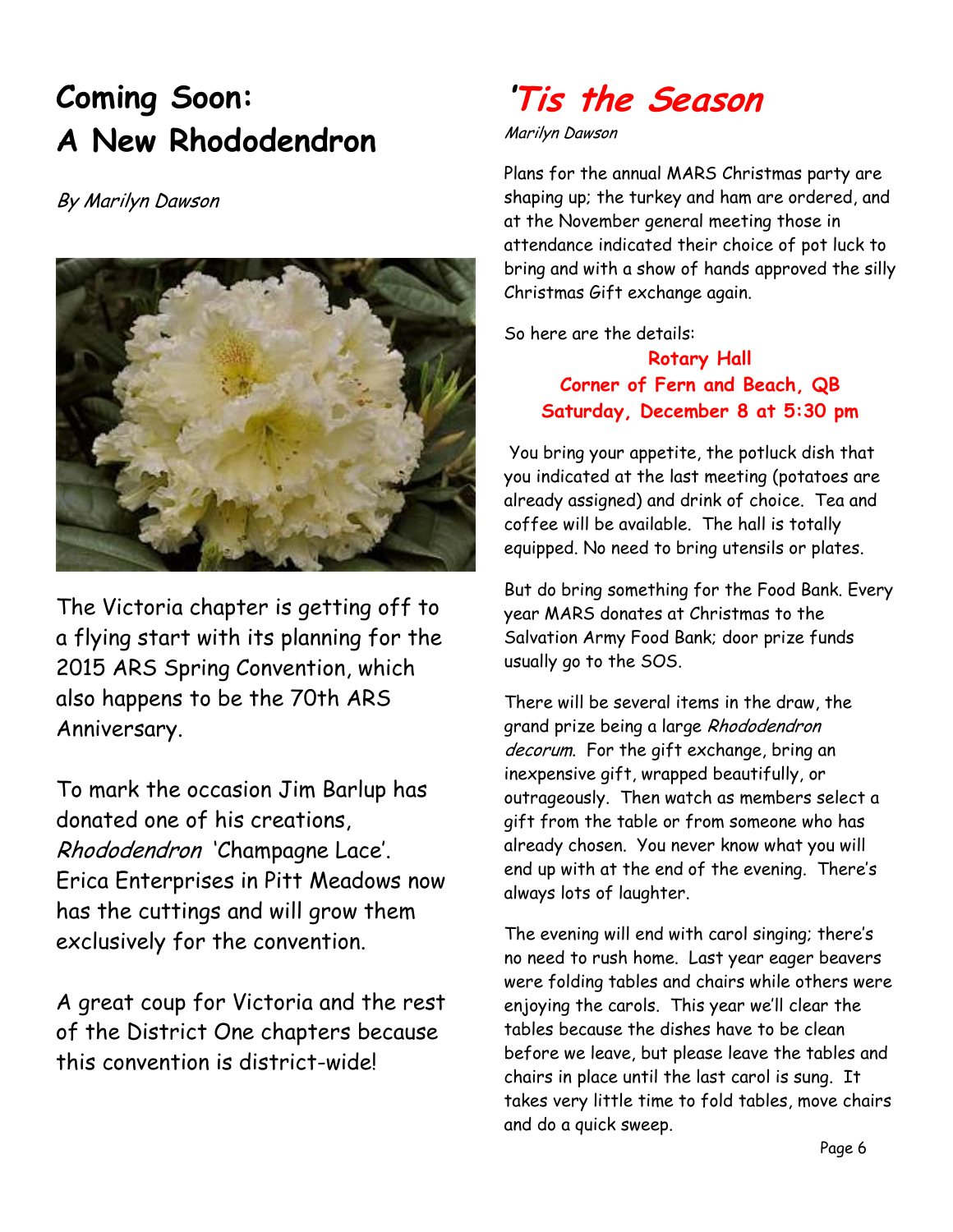# Coming Soon: A New Rhododendron

*By Marilyn Dawson*

The Victoria chapter is getting off to a flying start with its planning for the 2015 ARS Spring Convention, which also happens to be the 70th ARS Anniversary.

To mark the occasion Jim Barlup has donated one of his creations, *Rhododendron* 'Champagne Lace'. Erica Enterprises in Pitt Meadows now has the cuttings and will grow them exclusively for the convention.

A great coup for Victoria and the rest of the District One chapters because this convention is district-wide!

# 'Tis the Season

*Marilyn Dawson*

Plans for the annual MARS Christmas party are shaping up; the turkey and ham are ordered, and at the November general meeting those in attendance indicated their choice of pot luck to bring and with a show of hands approved the silly Christmas Gift exchange again.

So here are the details:

**Rotary Hall**
**Corner of Fern and Beach, QB**
**Saturday, December 8 at 5:30 pm**

You bring your appetite, the potluck dish that you indicated at the last meeting (potatoes are already assigned) and drink of choice. Tea and coffee will be available. The hall is totally equipped. No need to bring utensils or plates.

But do bring something for the Food Bank. Every year MARS donates at Christmas to the Salvation Army Food Bank; door prize funds usually go to the SOS.

There will be several items in the draw, the grand prize being a large *Rhododendron decorum*. For the gift exchange, bring an inexpensive gift, wrapped beautifully, or outrageously. Then watch as members select a gift from the table or from someone who has already chosen. You never know what you will end up with at the end of the evening. There's always lots of laughter.

The evening will end with carol singing; there's no need to rush home. Last year eager beavers were folding tables and chairs while others were enjoying the carols. This year we'll clear the tables because the dishes have to be clean before we leave, but please leave the tables and chairs in place until the last carol is sung. It takes very little time to fold tables, move chairs and do a quick sweep.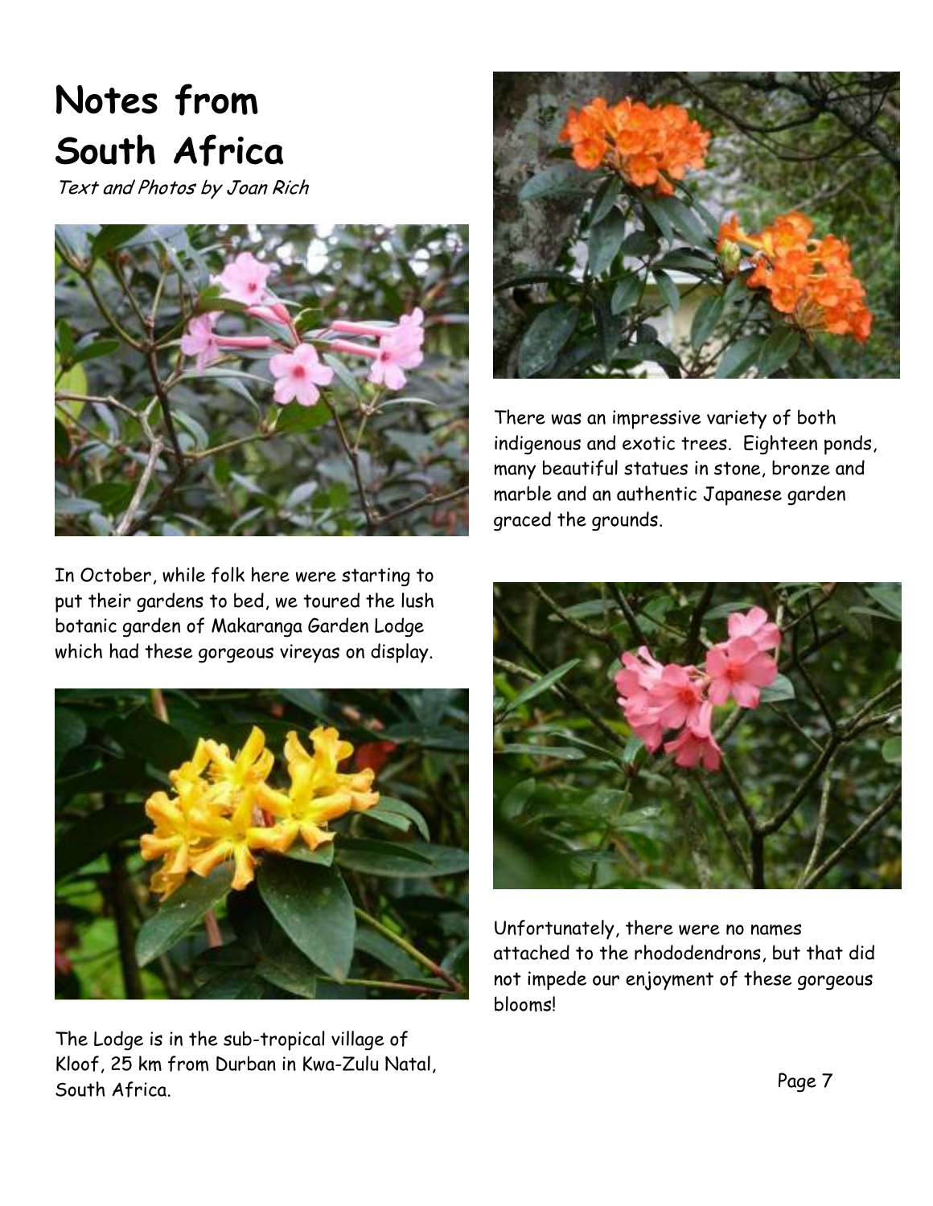# Notes from South Africa

*Text and Photos by Joan Rich*

In October, while folk here were starting to put their gardens to bed, we toured the lush botanic garden of Makaranga Garden Lodge which had these gorgeous vireyas on display.

The Lodge is in the sub-tropical village of Kloof, 25 km from Durban in Kwa-Zulu Natal, South Africa.

There was an impressive variety of both indigenous and exotic trees. Eighteen ponds, many beautiful statues in stone, bronze and marble and an authentic Japanese garden graced the grounds.

Unfortunately, there were no names attached to the rhododendrons, but that did not impede our enjoyment of these gorgeous blooms!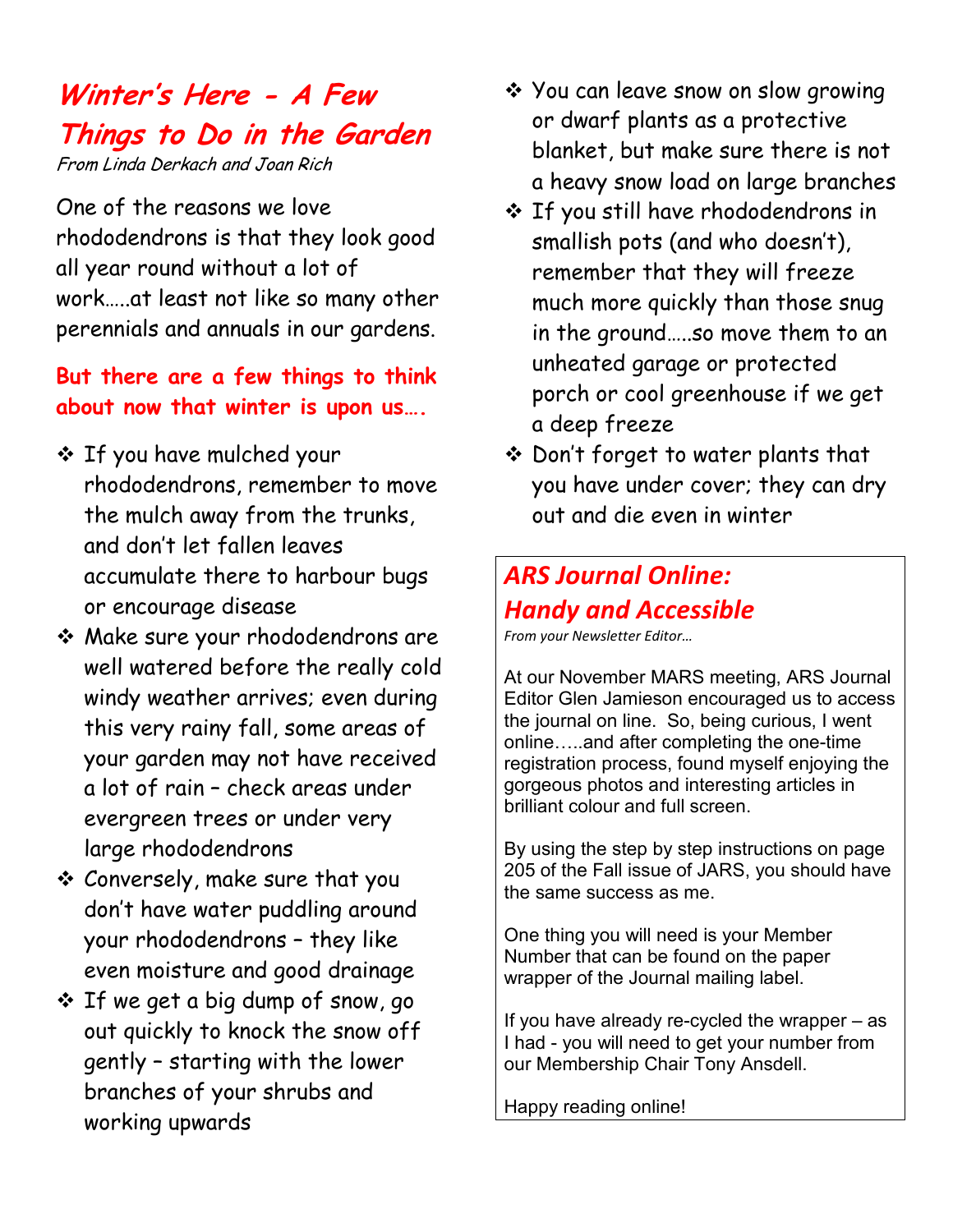## Winter's Here - A Few Things to Do in the Garden

*From Linda Derkach and Joan Rich*

One of the reasons we love rhododendrons is that they look good all year round without a lot of work…..at least not like so many other perennials and annuals in our gardens.

**But there are a few things to think about now that winter is upon us….**

- If you have mulched your rhododendrons, remember to move the mulch away from the trunks, and don't let fallen leaves accumulate there to harbour bugs or encourage disease
- Make sure your rhododendrons are well watered before the really cold windy weather arrives; even during this very rainy fall, some areas of your garden may not have received a lot of rain – check areas under evergreen trees or under very large rhododendrons
- Conversely, make sure that you don't have water puddling around your rhododendrons – they like even moisture and good drainage
- If we get a big dump of snow, go out quickly to knock the snow off gently – starting with the lower branches of your shrubs and working upwards
- You can leave snow on slow growing or dwarf plants as a protective blanket, but make sure there is not a heavy snow load on large branches
- If you still have rhododendrons in smallish pots (and who doesn't), remember that they will freeze much more quickly than those snug in the ground…..so move them to an unheated garage or protected porch or cool greenhouse if we get a deep freeze
- Don't forget to water plants that you have under cover; they can dry out and die even in winter

## ARS Journal Online: Handy and Accessible

*From your Newsletter Editor…*

At our November MARS meeting, ARS Journal Editor Glen Jamieson encouraged us to access the journal on line. So, being curious, I went online…..and after completing the one-time registration process, found myself enjoying the gorgeous photos and interesting articles in brilliant colour and full screen.

By using the step by step instructions on page 205 of the Fall issue of JARS, you should have the same success as me.

One thing you will need is your Member Number that can be found on the paper wrapper of the Journal mailing label.

If you have already re-cycled the wrapper – as I had - you will need to get your number from our Membership Chair Tony Ansdell.

Happy reading online!